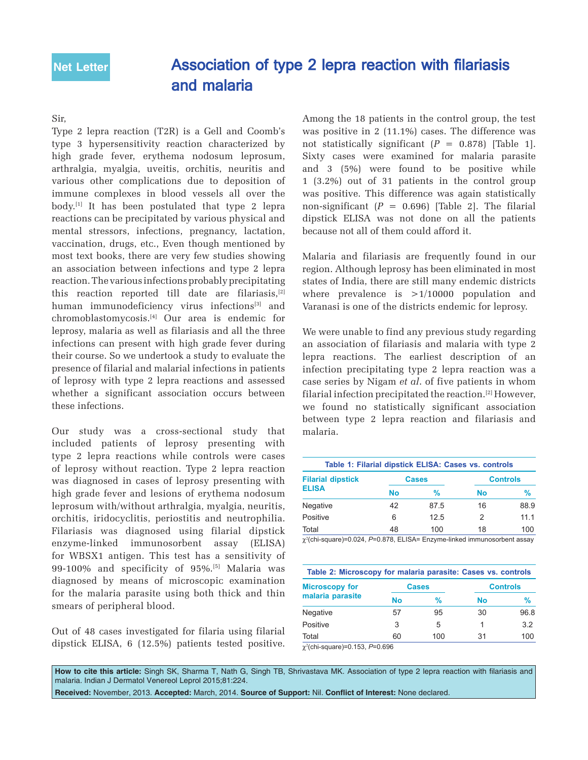Net Letter

# Association of type 2 lepra reaction with filariasis and malaria

Sir,

Type 2 lepra reaction (T2R) is a Gell and Coomb's type 3 hypersensitivity reaction characterized by high grade fever, erythema nodosum leprosum, arthralgia, myalgia, uveitis, orchitis, neuritis and various other complications due to deposition of immune complexes in blood vessels all over the body.[1] It has been postulated that type 2 lepra reactions can be precipitated by various physical and mental stressors, infections, pregnancy, lactation, vaccination, drugs, etc., Even though mentioned by most text books, there are very few studies showing an association between infections and type 2 lepra reaction. The various infections probably precipitating this reaction reported till date are filariasis,[2] human immunodeficiency virus infections[3] and chromoblastomycosis.[4] Our area is endemic for leprosy, malaria as well as filariasis and all the three infections can present with high grade fever during their course. So we undertook a study to evaluate the presence of filarial and malarial infections in patients of leprosy with type 2 lepra reactions and assessed whether a significant association occurs between these infections.

Our study was a cross-sectional study that included patients of leprosy presenting with type 2 lepra reactions while controls were cases of leprosy without reaction. Type 2 lepra reaction was diagnosed in cases of leprosy presenting with high grade fever and lesions of erythema nodosum leprosum with/without arthralgia, myalgia, neuritis, orchitis, iridocyclitis, periostitis and neutrophilia. Filariasis was diagnosed using filarial dipstick enzyme-linked immunosorbent assay (ELISA) for WBSX1 antigen. This test has a sensitivity of 99-100% and specificity of 95%.[5] Malaria was diagnosed by means of microscopic examination for the malaria parasite using both thick and thin smears of peripheral blood.

Out of 48 cases investigated for filaria using filarial dipstick ELISA, 6 (12.5%) patients tested positive. Among the 18 patients in the control group, the test was positive in 2 (11.1%) cases. The difference was not statistically significant ($P$ = 0.878) [Table 1]. Sixty cases were examined for malaria parasite and 3 (5%) were found to be positive while 1 (3.2%) out of 31 patients in the control group was positive. This difference was again statistically non-significant ($P$ = 0.696) [Table 2]. The filarial dipstick ELISA was not done on all the patients because not all of them could afford it.

Malaria and filariasis are frequently found in our region. Although leprosy has been eliminated in most states of India, there are still many endemic districts where prevalence is >1/10000 population and Varanasi is one of the districts endemic for leprosy.

We were unable to find any previous study regarding an association of filariasis and malaria with type 2 lepra reactions. The earliest description of an infection precipitating type 2 lepra reaction was a case series by Nigam *et al*. of five patients in whom filarial infection precipitated the reaction.[2] However, we found no statistically significant association between type 2 lepra reaction and filariasis and malaria.

**Table 1: Filarial dipstick ELISA: Cases vs. controls**

| Filarial dipstick ELISA | Cases | | Controls | |
|---|---|---|---|---|
| | No | % | No | % |
| Negative | 42 | 87.5 | 16 | 88.9 |
| Positive | 6 | 12.5 | 2 | 11.1 |
| Total | 48 | 100 | 18 | 100 |

$\chi^2$(chi-square)=0.024, $P$=0.878, ELISA= Enzyme-linked immunosorbent assay

**Table 2: Microscopy for malaria parasite: Cases vs. controls**

| Microscopy for malaria parasite | Cases | | Controls | |
|---|---|---|---|---|
| | No | % | No | % |
| Negative | 57 | 95 | 30 | 96.8 |
| Positive | 3 | 5 | 1 | 3.2 |
| Total | 60 | 100 | 31 | 100 |

$\chi^2$(chi-square)=0.153, $P$=0.696

**How to cite this article:** Singh SK, Sharma T, Nath G, Singh TB, Shrivastava MK. Association of type 2 lepra reaction with filariasis and malaria. Indian J Dermatol Venereol Leprol 2015;81:224.

**Received:** November, 2013. **Accepted:** March, 2014. **Source of Support:** Nil. **Conflict of Interest:** None declared.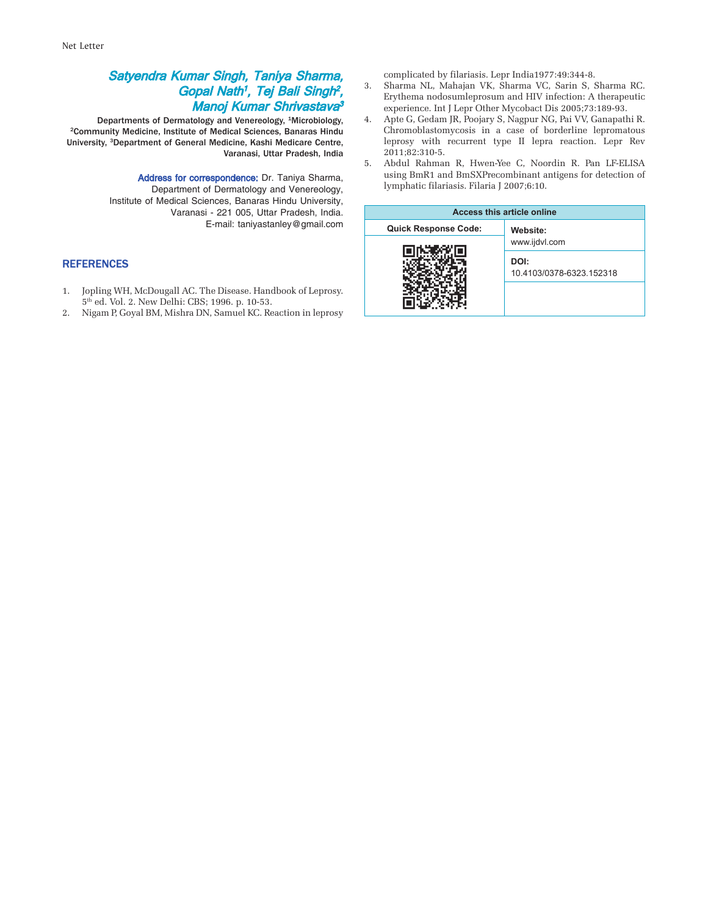**_Satyendra Kumar Singh, Taniya Sharma, Gopal Nath[1], Tej Bali Singh[2], Manoj Kumar Shrivastava[3]_**

**Departments of Dermatology and Venereology, [1]Microbiology, [2]Community Medicine, Institute of Medical Sciences, Banaras Hindu University, [3]Department of General Medicine, Kashi Medicare Centre, Varanasi, Uttar Pradesh, India**

**Address for correspondence:** Dr. Taniya Sharma, Department of Dermatology and Venereology, Institute of Medical Sciences, Banaras Hindu University, Varanasi - 221 005, Uttar Pradesh, India. E-mail: taniyastanley@gmail.com

## REFERENCES

1. Jopling WH, McDougall AC. The Disease. Handbook of Leprosy. 5th ed. Vol. 2. New Delhi: CBS; 1996. p. 10-53.
2. Nigam P, Goyal BM, Mishra DN, Samuel KC. Reaction in leprosy complicated by filariasis. Lepr India1977:49:344-8.
3. Sharma NL, Mahajan VK, Sharma VC, Sarin S, Sharma RC. Erythema nodosumleprosum and HIV infection: A therapeutic experience. Int J Lepr Other Mycobact Dis 2005;73:189-93.
4. Apte G, Gedam JR, Poojary S, Nagpur NG, Pai VV, Ganapathi R. Chromoblastomycosis in a case of borderline lepromatous leprosy with recurrent type II lepra reaction. Lepr Rev 2011;82:310-5.
5. Abdul Rahman R, Hwen-Yee C, Noordin R. Pan LF-ELISA using BmR1 and BmSXPrecombinant antigens for detection of lymphatic filariasis. Filaria J 2007;6:10.

| Access this article online | |
| --- | --- |
| Quick Response Code: | Website: www.ijdvl.com |
| | DOI: 10.4103/0378-6323.152318 |